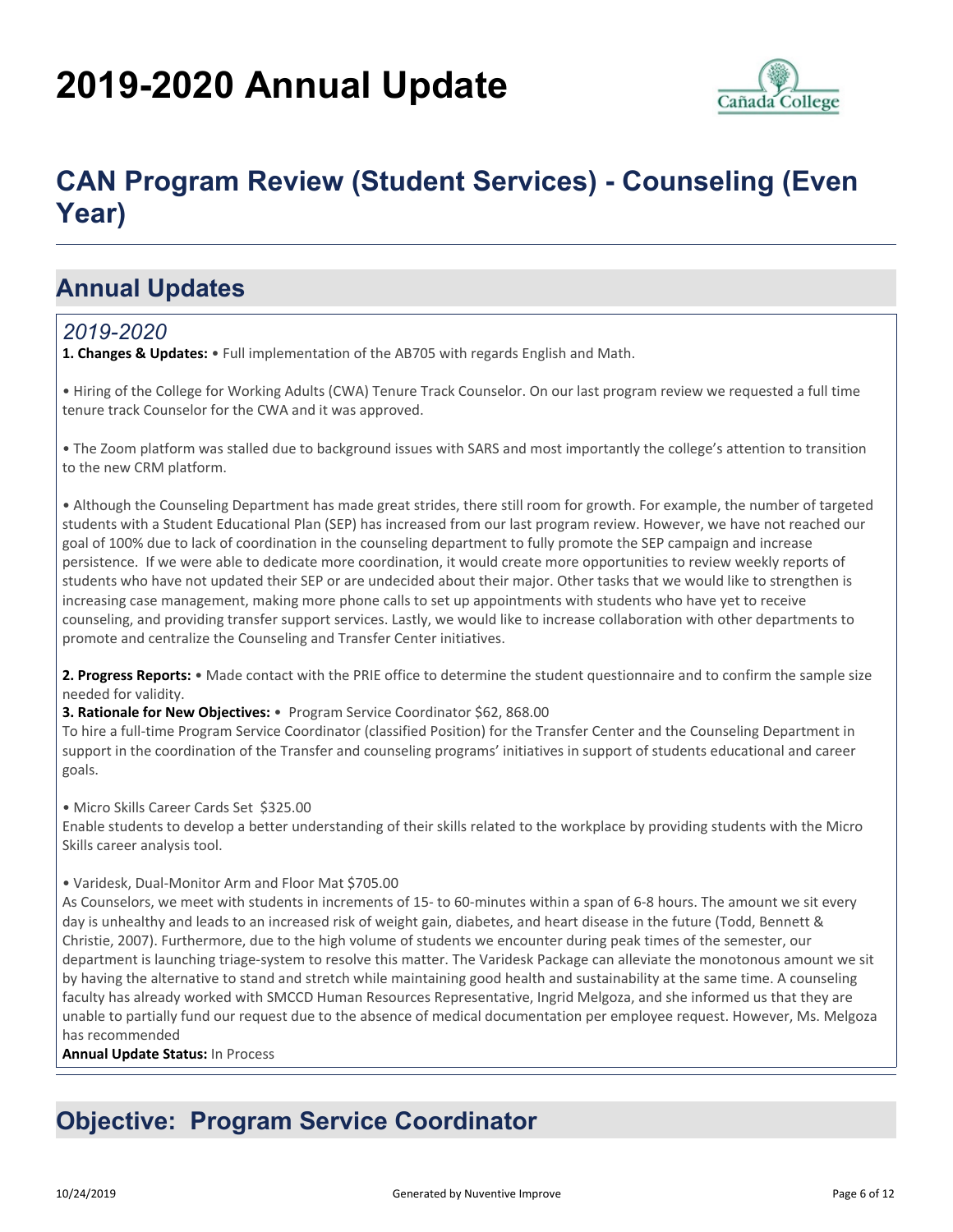# 2019-2020 Annual Update

## CAN Program Review (Student Services) - Counseling (Even Year)

## Annual Updates

### *2019-2020*

**1. Changes & Updates:** • Full implementation of the AB705 with regards English and Math.

• Hiring of the College for Working Adults (CWA) Tenure Track Counselor. On our last program review we requested a full time tenure track Counselor for the CWA and it was approved.

• The Zoom platform was stalled due to background issues with SARS and most importantly the college's attention to transition to the new CRM platform.

• Although the Counseling Department has made great strides, there still room for growth. For example, the number of targeted students with a Student Educational Plan (SEP) has increased from our last program review. However, we have not reached our goal of 100% due to lack of coordination in the counseling department to fully promote the SEP campaign and increase persistence. If we were able to dedicate more coordination, it would create more opportunities to review weekly reports of students who have not updated their SEP or are undecided about their major. Other tasks that we would like to strengthen is increasing case management, making more phone calls to set up appointments with students who have yet to receive counseling, and providing transfer support services. Lastly, we would like to increase collaboration with other departments to promote and centralize the Counseling and Transfer Center initiatives.

**2. Progress Reports:** • Made contact with the PRIE office to determine the student questionnaire and to confirm the sample size needed for validity.

**3. Rationale for New Objectives:** • Program Service Coordinator $62, 868.00

To hire a full-time Program Service Coordinator (classified Position) for the Transfer Center and the Counseling Department in support in the coordination of the Transfer and counseling programs' initiatives in support of students educational and career goals.

• Micro Skills Career Cards Set $325.00

Enable students to develop a better understanding of their skills related to the workplace by providing students with the Micro Skills career analysis tool.

• Varidesk, Dual-Monitor Arm and Floor Mat $705.00

As Counselors, we meet with students in increments of 15- to 60-minutes within a span of 6-8 hours. The amount we sit every day is unhealthy and leads to an increased risk of weight gain, diabetes, and heart disease in the future (Todd, Bennett & Christie, 2007). Furthermore, due to the high volume of students we encounter during peak times of the semester, our department is launching triage-system to resolve this matter. The Varidesk Package can alleviate the monotonous amount we sit by having the alternative to stand and stretch while maintaining good health and sustainability at the same time. A counseling faculty has already worked with SMCCD Human Resources Representative, Ingrid Melgoza, and she informed us that they are unable to partially fund our request due to the absence of medical documentation per employee request. However, Ms. Melgoza has recommended

**Annual Update Status:** In Process

## Objective: Program Service Coordinator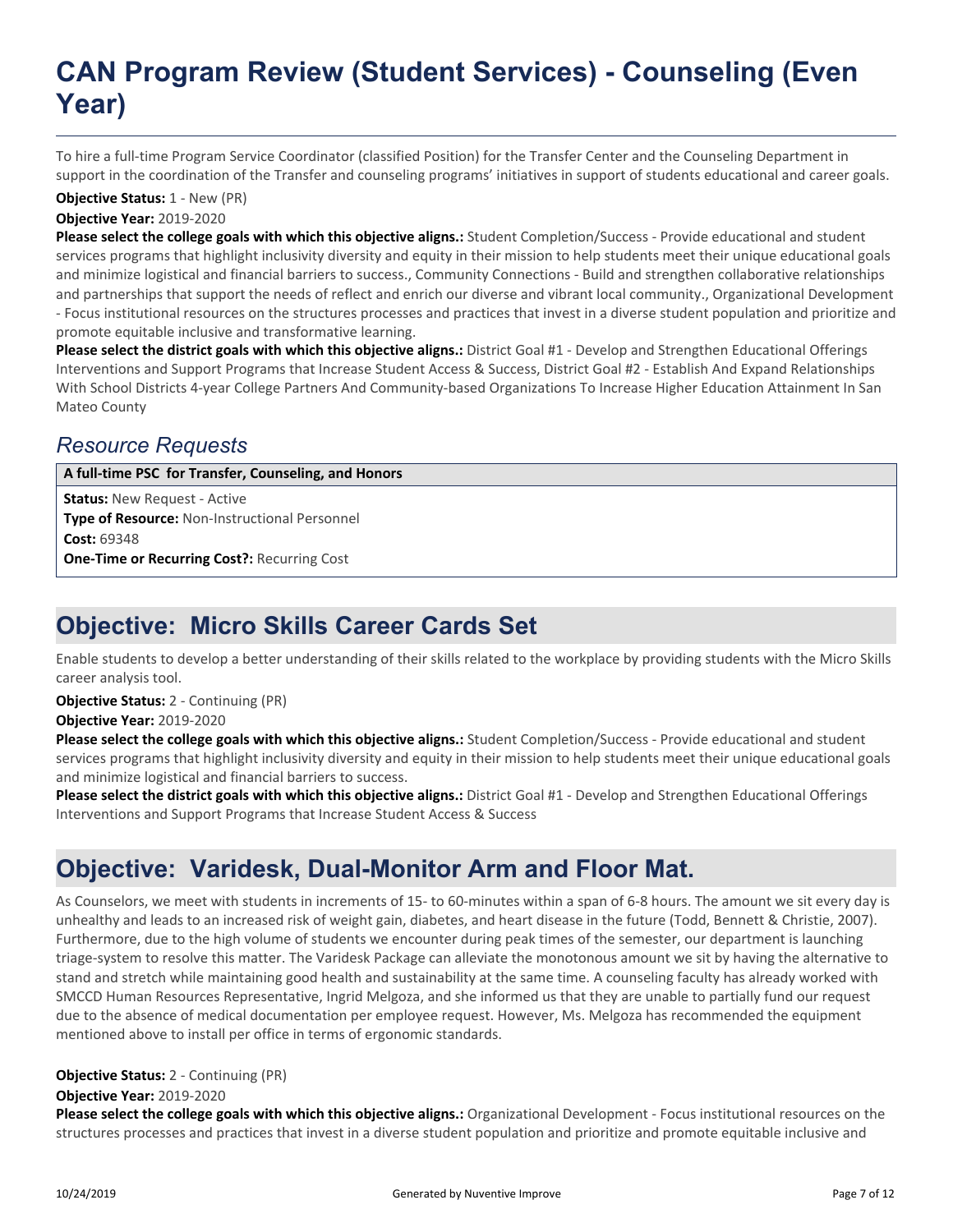# CAN Program Review (Student Services) - Counseling (Even Year)

To hire a full-time Program Service Coordinator (classified Position) for the Transfer Center and the Counseling Department in support in the coordination of the Transfer and counseling programs' initiatives in support of students educational and career goals.

**Objective Status:** 1 - New (PR)

**Objective Year:** 2019-2020

**Please select the college goals with which this objective aligns.:** Student Completion/Success - Provide educational and student services programs that highlight inclusivity diversity and equity in their mission to help students meet their unique educational goals and minimize logistical and financial barriers to success., Community Connections - Build and strengthen collaborative relationships and partnerships that support the needs of reflect and enrich our diverse and vibrant local community., Organizational Development - Focus institutional resources on the structures processes and practices that invest in a diverse student population and prioritize and promote equitable inclusive and transformative learning.

**Please select the district goals with which this objective aligns.:** District Goal #1 - Develop and Strengthen Educational Offerings Interventions and Support Programs that Increase Student Access & Success, District Goal #2 - Establish And Expand Relationships With School Districts 4-year College Partners And Community-based Organizations To Increase Higher Education Attainment In San Mateo County

## *Resource Requests*

**A full-time PSC for Transfer, Counseling, and Honors**

**Status:** New Request - Active

**Type of Resource:** Non-Instructional Personnel

**Cost:** 69348

**One-Time or Recurring Cost?:** Recurring Cost

## Objective: Micro Skills Career Cards Set

Enable students to develop a better understanding of their skills related to the workplace by providing students with the Micro Skills career analysis tool.

**Objective Status:** 2 - Continuing (PR)

**Objective Year:** 2019-2020

**Please select the college goals with which this objective aligns.:** Student Completion/Success - Provide educational and student services programs that highlight inclusivity diversity and equity in their mission to help students meet their unique educational goals and minimize logistical and financial barriers to success.

**Please select the district goals with which this objective aligns.:** District Goal #1 - Develop and Strengthen Educational Offerings Interventions and Support Programs that Increase Student Access & Success

## Objective: Varidesk, Dual-Monitor Arm and Floor Mat.

As Counselors, we meet with students in increments of 15- to 60-minutes within a span of 6-8 hours. The amount we sit every day is unhealthy and leads to an increased risk of weight gain, diabetes, and heart disease in the future (Todd, Bennett & Christie, 2007). Furthermore, due to the high volume of students we encounter during peak times of the semester, our department is launching triage-system to resolve this matter. The Varidesk Package can alleviate the monotonous amount we sit by having the alternative to stand and stretch while maintaining good health and sustainability at the same time. A counseling faculty has already worked with SMCCD Human Resources Representative, Ingrid Melgoza, and she informed us that they are unable to partially fund our request due to the absence of medical documentation per employee request. However, Ms. Melgoza has recommended the equipment mentioned above to install per office in terms of ergonomic standards.

**Objective Status:** 2 - Continuing (PR)

**Objective Year:** 2019-2020

**Please select the college goals with which this objective aligns.:** Organizational Development - Focus institutional resources on the structures processes and practices that invest in a diverse student population and prioritize and promote equitable inclusive and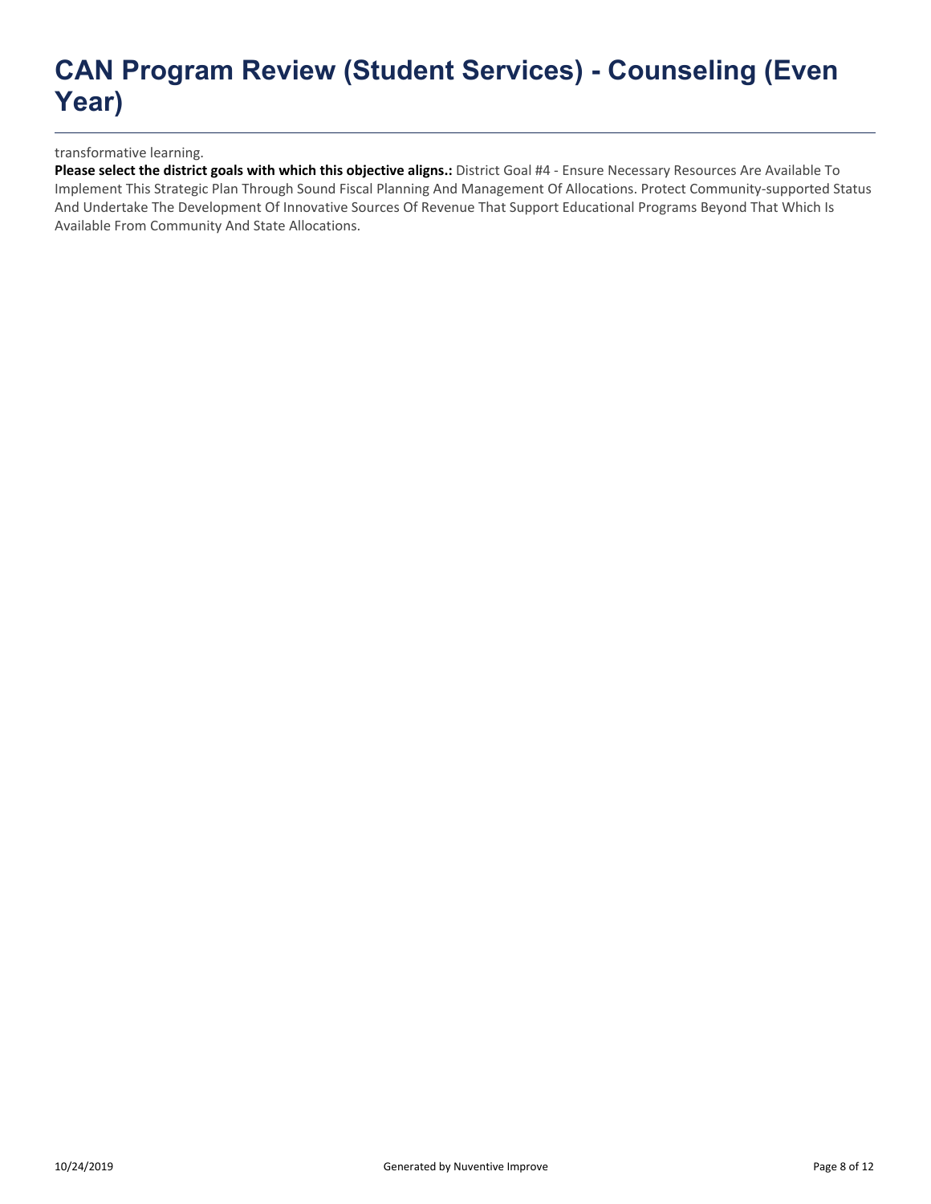transformative learning.

**Please select the district goals with which this objective aligns.:** District Goal #4 - Ensure Necessary Resources Are Available To Implement This Strategic Plan Through Sound Fiscal Planning And Management Of Allocations. Protect Community-supported Status And Undertake The Development Of Innovative Sources Of Revenue That Support Educational Programs Beyond That Which Is Available From Community And State Allocations.